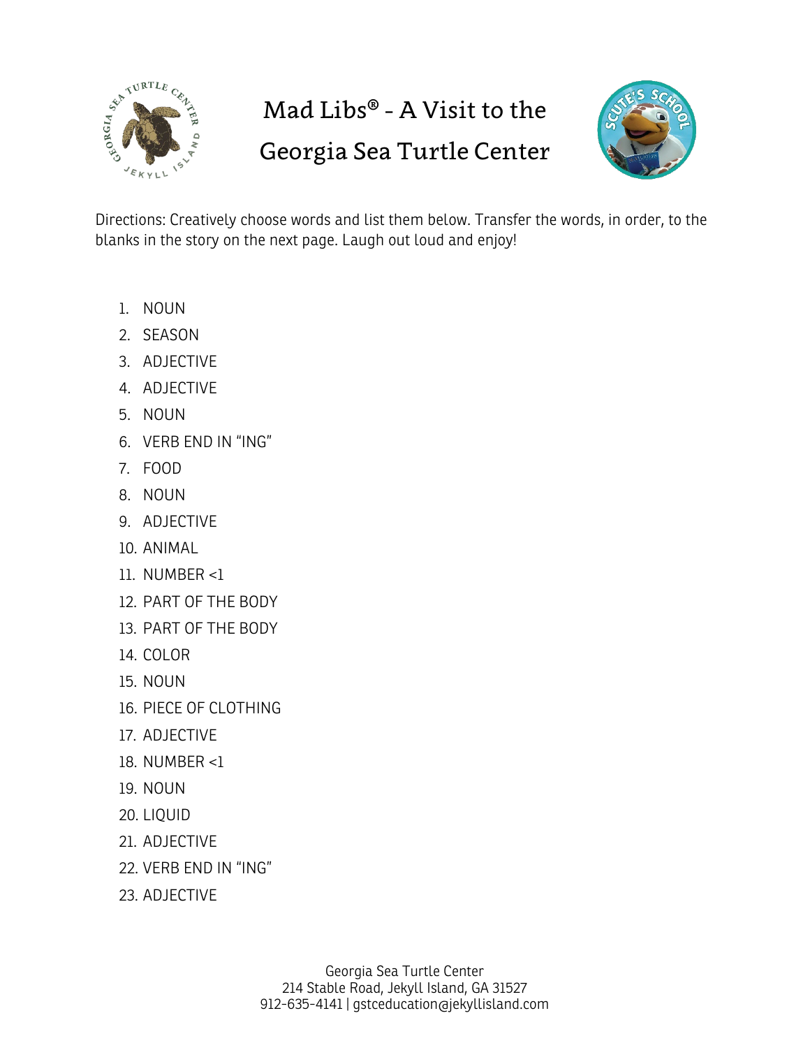# Mad Libs® - A Visit to the Georgia Sea Turtle Center

Directions: Creatively choose words and list them below. Transfer the words, in order, to the blanks in the story on the next page. Laugh out loud and enjoy!

1. NOUN
2. SEASON
3. ADJECTIVE
4. ADJECTIVE
5. NOUN
6. VERB END IN "ING"
7. FOOD
8. NOUN
9. ADJECTIVE
10. ANIMAL
11. NUMBER <1
12. PART OF THE BODY
13. PART OF THE BODY
14. COLOR
15. NOUN
16. PIECE OF CLOTHING
17. ADJECTIVE
18. NUMBER <1
19. NOUN
20. LIQUID
21. ADJECTIVE
22. VERB END IN "ING"
23. ADJECTIVE

Georgia Sea Turtle Center
214 Stable Road, Jekyll Island, GA 31527
912-635-4141 | gstceducation@jekyllisland.com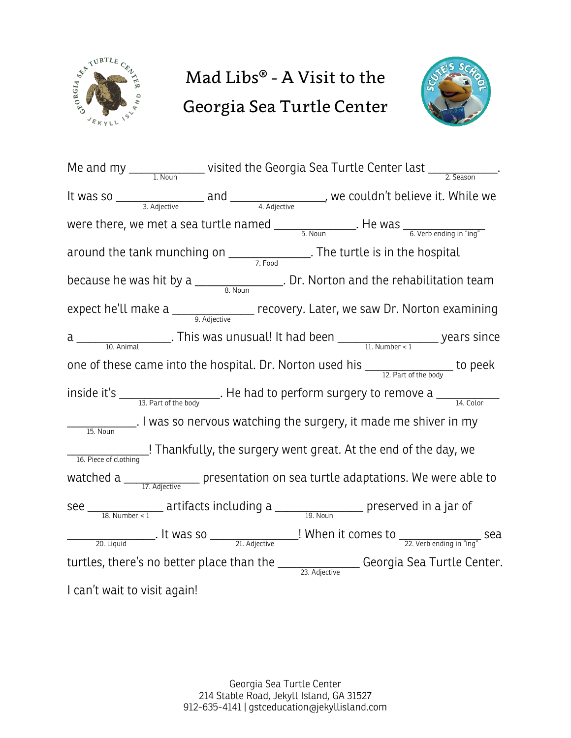# Mad Libs® - A Visit to the Georgia Sea Turtle Center

Me and my ____________ (1. Noun) visited the Georgia Sea Turtle Center last ___________ (2. Season). It was so ______________ (3. Adjective) and ______________ (4. Adjective), we couldn't believe it. While we were there, we met a sea turtle named ____________ (5. Noun). He was ______________ (6. Verb ending in "ing") around the tank munching on ____________ (7. Food). The turtle is in the hospital because he was hit by a _____________ (8. Noun). Dr. Norton and the rehabilitation team expect he'll make a ____________ (9. Adjective) recovery. Later, we saw Dr. Norton examining a ______________ (10. Animal). This was unusual! It had been _______________ (11. Number < 1) years since one of these came into the hospital. Dr. Norton used his _____________ (12. Part of the body) to peek inside it's _______________ (13. Part of the body). He had to perform surgery to remove a _________ (14. Color) __________ (15. Noun). I was so nervous watching the surgery, it made me shiver in my ____________ (16. Piece of clothing)! Thankfully, the surgery went great. At the end of the day, we watched a ____________ (17. Adjective) presentation on sea turtle adaptations. We were able to see ____________ (18. Number < 1) artifacts including a _____________ (19. Noun) preserved in a jar of _____________ (20. Liquid). It was so _____________ (21. Adjective)! When it comes to ____________ (22. Verb ending in "ing") sea turtles, there's no better place than the ____________ (23. Adjective) Georgia Sea Turtle Center. I can't wait to visit again!

Georgia Sea Turtle Center
214 Stable Road, Jekyll Island, GA 31527
912-635-4141 | gstceducation@jekyllisland.com